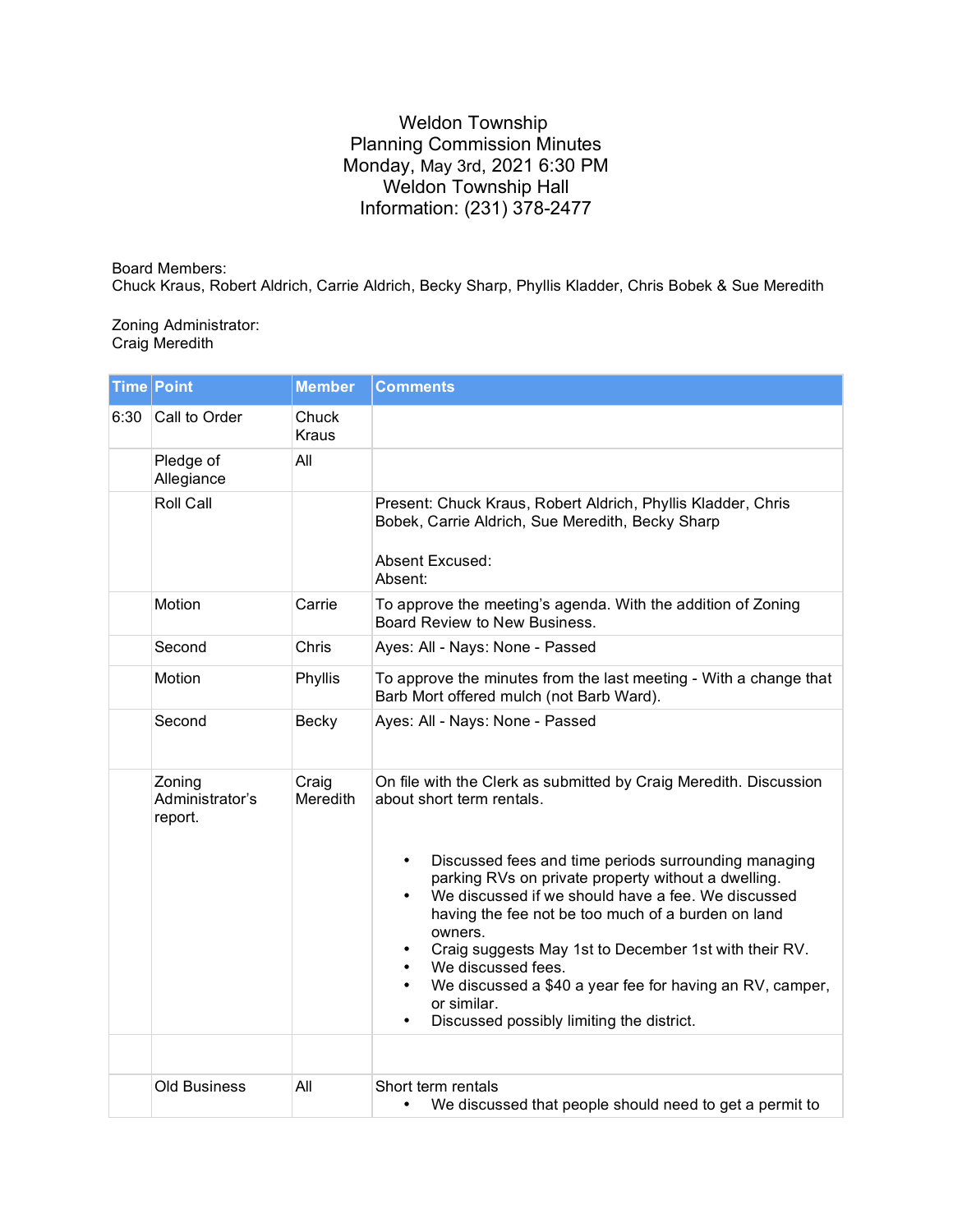# Weldon Township
## Planning Commission Minutes
Monday, May 3rd, 2021 6:30 PM
Weldon Township Hall
Information: (231) 378-2477

Board Members:
Chuck Kraus, Robert Aldrich, Carrie Aldrich, Becky Sharp, Phyllis Kladder, Chris Bobek & Sue Meredith

Zoning Administrator:
Craig Meredith

| Time | Point | Member | Comments |
|---|---|---|---|
| 6:30 | Call to Order | Chuck Kraus | |
| | Pledge of Allegiance | All | |
| | Roll Call | | Present: Chuck Kraus, Robert Aldrich, Phyllis Kladder, Chris Bobek, Carrie Aldrich, Sue Meredith, Becky Sharp<br><br>Absent Excused:<br>Absent: |
| | Motion | Carrie | To approve the meeting's agenda. With the addition of Zoning Board Review to New Business. |
| | Second | Chris | Ayes: All - Nays: None - Passed |
| | Motion | Phyllis | To approve the minutes from the last meeting - With a change that Barb Mort offered mulch (not Barb Ward). |
| | Second | Becky | Ayes: All - Nays: None - Passed |
| | Zoning Administrator's report. | Craig Meredith | On file with the Clerk as submitted by Craig Meredith. Discussion about short term rentals.<br><br>• Discussed fees and time periods surrounding managing parking RVs on private property without a dwelling.<br>• We discussed if we should have a fee. We discussed having the fee not be too much of a burden on land owners.<br>• Craig suggests May 1st to December 1st with their RV.<br>• We discussed fees.<br>• We discussed a $40 a year fee for having an RV, camper, or similar.<br>• Discussed possibly limiting the district. |
| | | | |
| | Old Business | All | Short term rentals<br>• We discussed that people should need to get a permit to |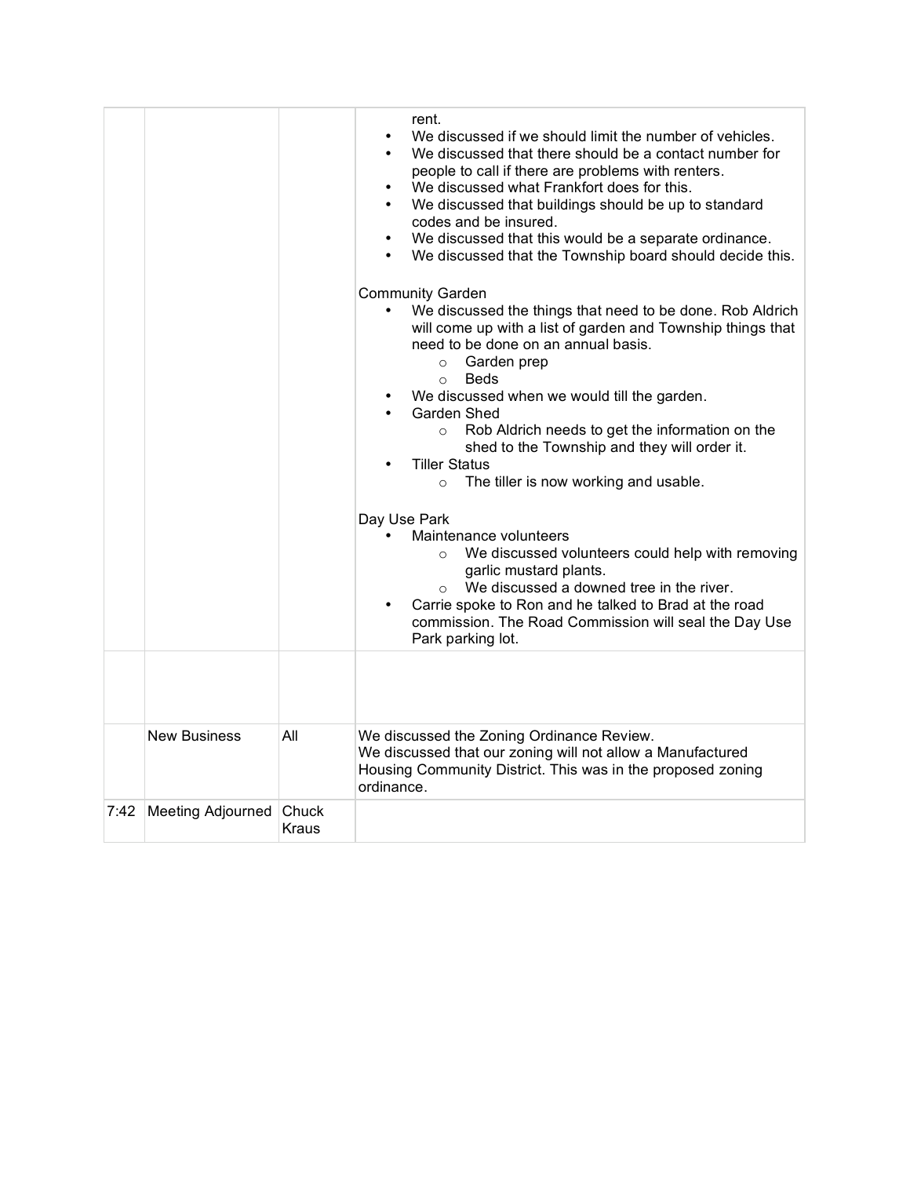| | | | |
|---|---|---|---|
| | | | rent.<br>• We discussed if we should limit the number of vehicles.<br>• We discussed that there should be a contact number for people to call if there are problems with renters.<br>• We discussed what Frankfort does for this.<br>• We discussed that buildings should be up to standard codes and be insured.<br>• We discussed that this would be a separate ordinance.<br>• We discussed that the Township board should decide this.<br><br>Community Garden<br>• We discussed the things that need to be done. Rob Aldrich will come up with a list of garden and Township things that need to be done on an annual basis.<br>&nbsp;&nbsp;&nbsp;&nbsp;○ Garden prep<br>&nbsp;&nbsp;&nbsp;&nbsp;○ Beds<br>• We discussed when we would till the garden.<br>• Garden Shed<br>&nbsp;&nbsp;&nbsp;&nbsp;○ Rob Aldrich needs to get the information on the shed to the Township and they will order it.<br>• Tiller Status<br>&nbsp;&nbsp;&nbsp;&nbsp;○ The tiller is now working and usable.<br><br>Day Use Park<br>• Maintenance volunteers<br>&nbsp;&nbsp;&nbsp;&nbsp;○ We discussed volunteers could help with removing garlic mustard plants.<br>&nbsp;&nbsp;&nbsp;&nbsp;○ We discussed a downed tree in the river.<br>• Carrie spoke to Ron and he talked to Brad at the road commission. The Road Commission will seal the Day Use Park parking lot. |
| | | | |
| | New Business | All | We discussed the Zoning Ordinance Review.<br>We discussed that our zoning will not allow a Manufactured Housing Community District. This was in the proposed zoning ordinance. |
| 7:42 | Meeting Adjourned | Chuck Kraus | |